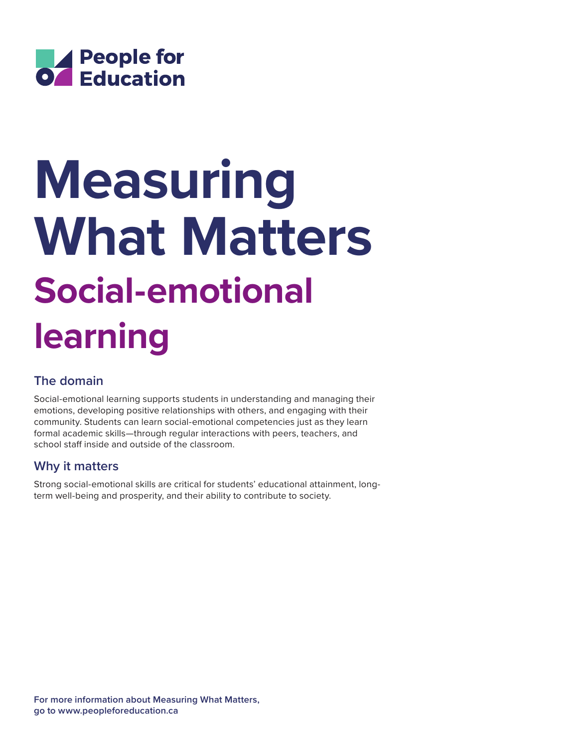People for Education

# Measuring What Matters

## Social-emotional learning

### The domain

Social-emotional learning supports students in understanding and managing their emotions, developing positive relationships with others, and engaging with their community. Students can learn social-emotional competencies just as they learn formal academic skills—through regular interactions with peers, teachers, and school staff inside and outside of the classroom.

### Why it matters

Strong social-emotional skills are critical for students' educational attainment, long-term well-being and prosperity, and their ability to contribute to society.

**For more information about Measuring What Matters, go to www.peopleforeducation.ca**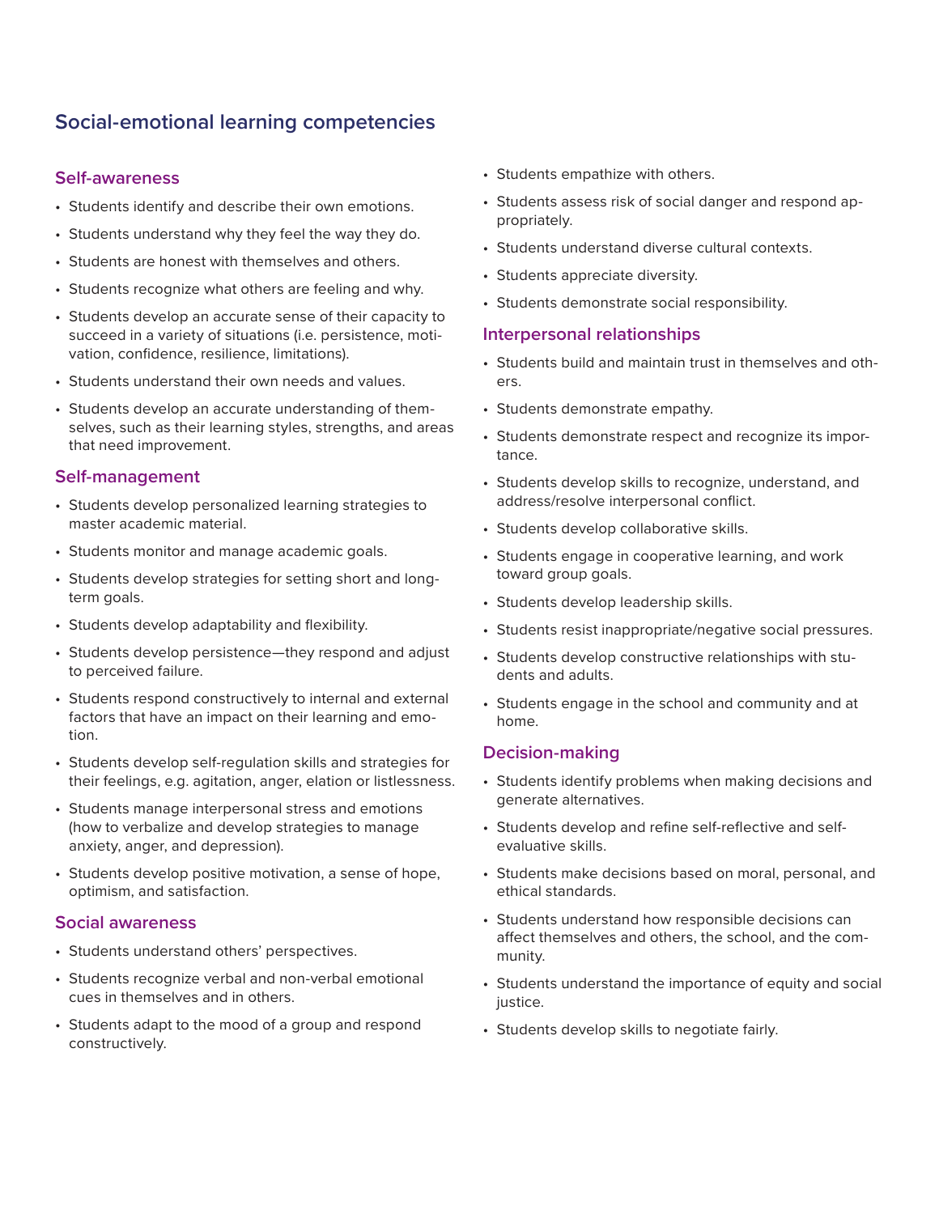## Social-emotional learning competencies

### Self-awareness

- Students identify and describe their own emotions.
- Students understand why they feel the way they do.
- Students are honest with themselves and others.
- Students recognize what others are feeling and why.
- Students develop an accurate sense of their capacity to succeed in a variety of situations (i.e. persistence, motivation, confidence, resilience, limitations).
- Students understand their own needs and values.
- Students develop an accurate understanding of themselves, such as their learning styles, strengths, and areas that need improvement.

### Self-management

- Students develop personalized learning strategies to master academic material.
- Students monitor and manage academic goals.
- Students develop strategies for setting short and long-term goals.
- Students develop adaptability and flexibility.
- Students develop persistence—they respond and adjust to perceived failure.
- Students respond constructively to internal and external factors that have an impact on their learning and emotion.
- Students develop self-regulation skills and strategies for their feelings, e.g. agitation, anger, elation or listlessness.
- Students manage interpersonal stress and emotions (how to verbalize and develop strategies to manage anxiety, anger, and depression).
- Students develop positive motivation, a sense of hope, optimism, and satisfaction.

### Social awareness

- Students understand others' perspectives.
- Students recognize verbal and non-verbal emotional cues in themselves and in others.
- Students adapt to the mood of a group and respond constructively.
- Students empathize with others.
- Students assess risk of social danger and respond appropriately.
- Students understand diverse cultural contexts.
- Students appreciate diversity.
- Students demonstrate social responsibility.

### Interpersonal relationships

- Students build and maintain trust in themselves and others.
- Students demonstrate empathy.
- Students demonstrate respect and recognize its importance.
- Students develop skills to recognize, understand, and address/resolve interpersonal conflict.
- Students develop collaborative skills.
- Students engage in cooperative learning, and work toward group goals.
- Students develop leadership skills.
- Students resist inappropriate/negative social pressures.
- Students develop constructive relationships with students and adults.
- Students engage in the school and community and at home.

### Decision-making

- Students identify problems when making decisions and generate alternatives.
- Students develop and refine self-reflective and self-evaluative skills.
- Students make decisions based on moral, personal, and ethical standards.
- Students understand how responsible decisions can affect themselves and others, the school, and the community.
- Students understand the importance of equity and social justice.
- Students develop skills to negotiate fairly.